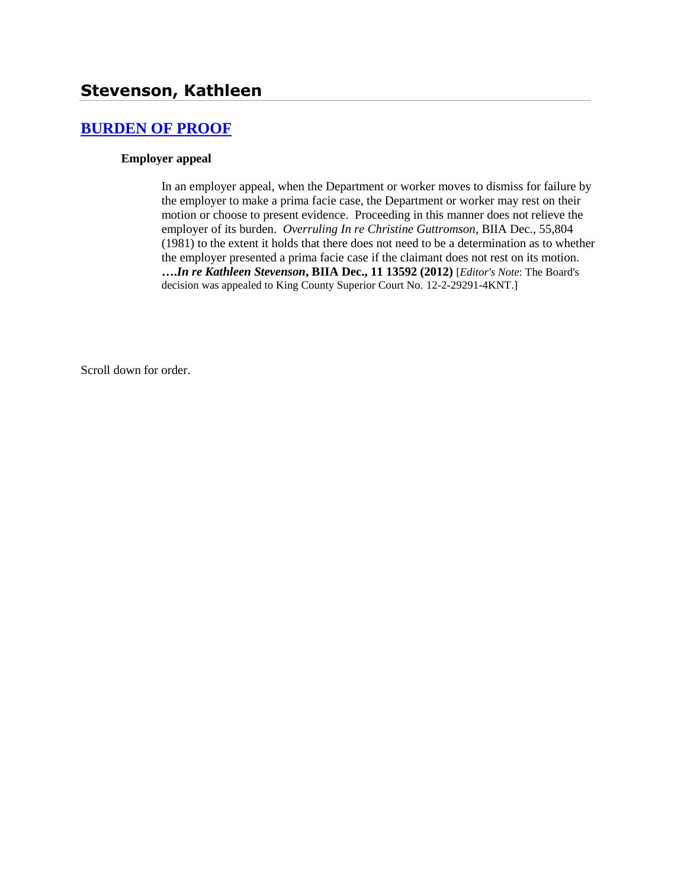## Stevenson, Kathleen

### [BURDEN OF PROOF]

**Employer appeal**

In an employer appeal, when the Department or worker moves to dismiss for failure by the employer to make a prima facie case, the Department or worker may rest on their motion or choose to present evidence. Proceeding in this manner does not relieve the employer of its burden. *Overruling In re Christine Guttromson*, BIIA Dec., 55,804 (1981) to the extent it holds that there does not need to be a determination as to whether the employer presented a prima facie case if the claimant does not rest on its motion. **….*In re Kathleen Stevenson*, BIIA Dec., 11 13592 (2012)** [*Editor's Note*: The Board's decision was appealed to King County Superior Court No. 12-2-29291-4KNT.]

Scroll down for order.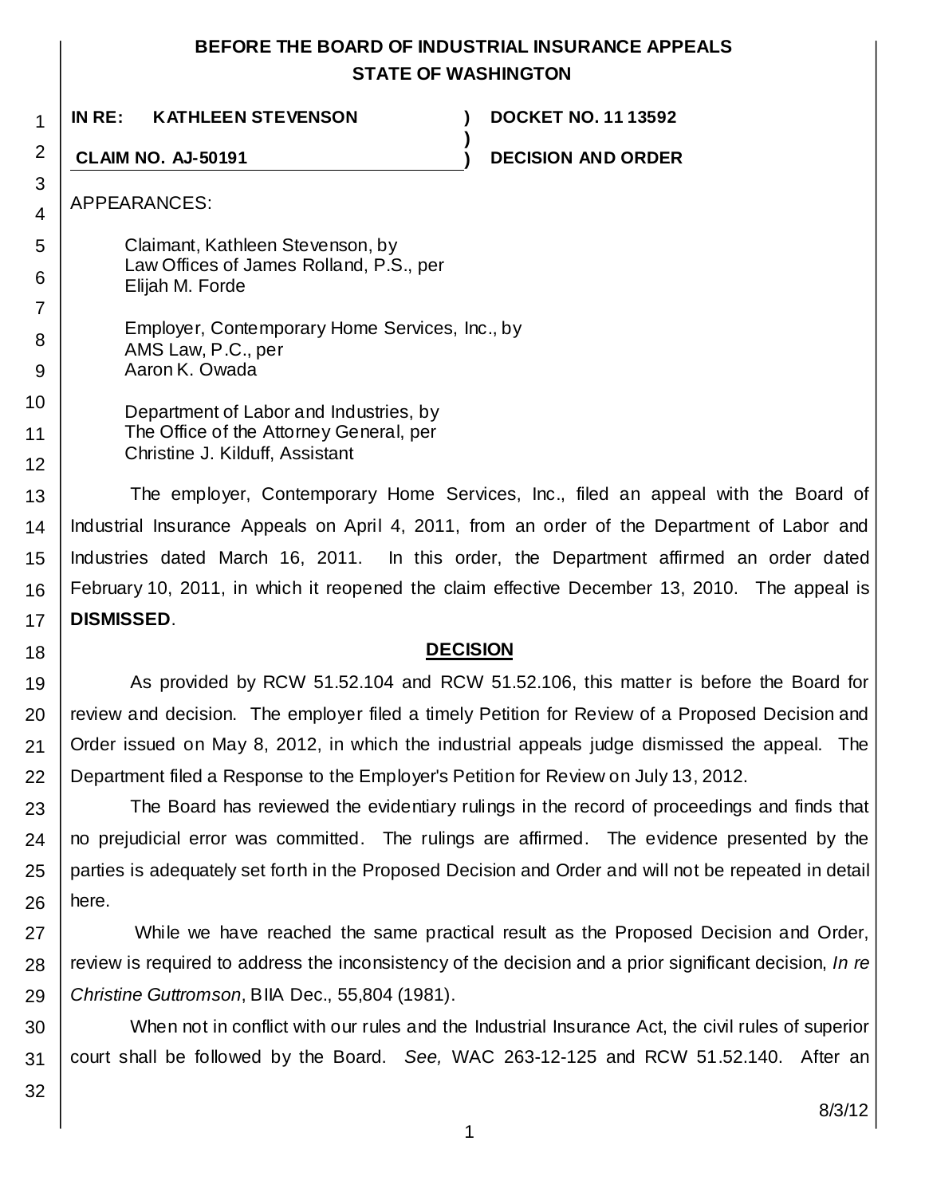# BEFORE THE BOARD OF INDUSTRIAL INSURANCE APPEALS
# STATE OF WASHINGTON

**IN RE: KATHLEEN STEVENSON** ) **DOCKET NO. 11 13592**

**CLAIM NO. AJ-50191** ) **DECISION AND ORDER**

APPEARANCES:

Claimant, Kathleen Stevenson, by
Law Offices of James Rolland, P.S., per
Elijah M. Forde

Employer, Contemporary Home Services, Inc., by
AMS Law, P.C., per
Aaron K. Owada

Department of Labor and Industries, by
The Office of the Attorney General, per
Christine J. Kilduff, Assistant

The employer, Contemporary Home Services, Inc., filed an appeal with the Board of Industrial Insurance Appeals on April 4, 2011, from an order of the Department of Labor and Industries dated March 16, 2011. In this order, the Department affirmed an order dated February 10, 2011, in which it reopened the claim effective December 13, 2010. The appeal is **DISMISSED**.

## DECISION

As provided by RCW 51.52.104 and RCW 51.52.106, this matter is before the Board for review and decision. The employer filed a timely Petition for Review of a Proposed Decision and Order issued on May 8, 2012, in which the industrial appeals judge dismissed the appeal. The Department filed a Response to the Employer's Petition for Review on July 13, 2012.

The Board has reviewed the evidentiary rulings in the record of proceedings and finds that no prejudicial error was committed. The rulings are affirmed. The evidence presented by the parties is adequately set forth in the Proposed Decision and Order and will not be repeated in detail here.

While we have reached the same practical result as the Proposed Decision and Order, review is required to address the inconsistency of the decision and a prior significant decision, *In re Christine Guttromson*, BIIA Dec., 55,804 (1981).

When not in conflict with our rules and the Industrial Insurance Act, the civil rules of superior court shall be followed by the Board. *See,* WAC 263-12-125 and RCW 51.52.140. After an

8/3/12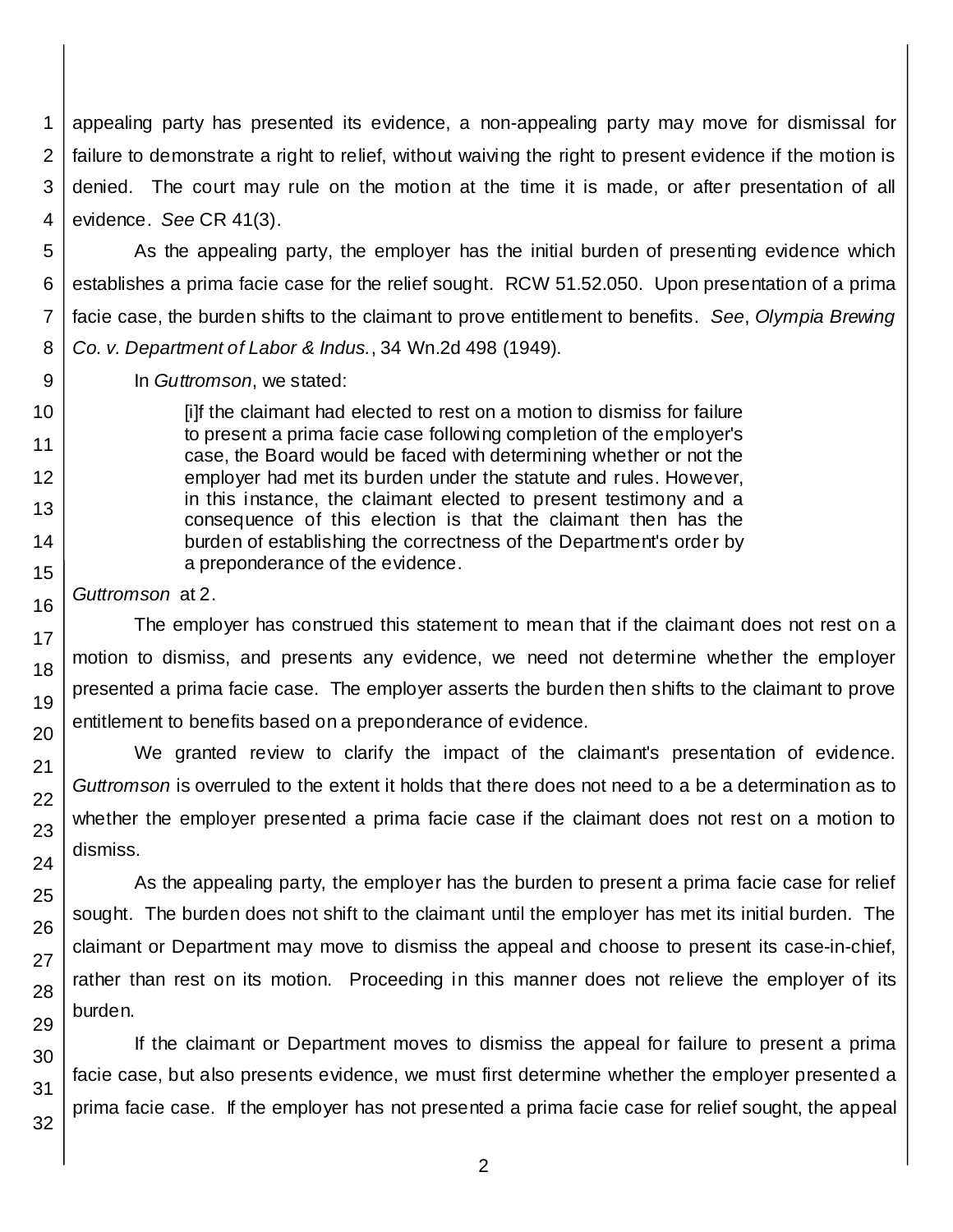appealing party has presented its evidence, a non-appealing party may move for dismissal for failure to demonstrate a right to relief, without waiving the right to present evidence if the motion is denied. The court may rule on the motion at the time it is made, or after presentation of all evidence. *See* CR 41(3).

As the appealing party, the employer has the initial burden of presenting evidence which establishes a prima facie case for the relief sought. RCW 51.52.050. Upon presentation of a prima facie case, the burden shifts to the claimant to prove entitlement to benefits. *See*, *Olympia Brewing Co. v. Department of Labor & Indus.*, 34 Wn.2d 498 (1949).

In *Guttromson*, we stated:

> [i]f the claimant had elected to rest on a motion to dismiss for failure to present a prima facie case following completion of the employer's case, the Board would be faced with determining whether or not the employer had met its burden under the statute and rules. However, in this instance, the claimant elected to present testimony and a consequence of this election is that the claimant then has the burden of establishing the correctness of the Department's order by a preponderance of the evidence.

*Guttromson* at 2.

The employer has construed this statement to mean that if the claimant does not rest on a motion to dismiss, and presents any evidence, we need not determine whether the employer presented a prima facie case. The employer asserts the burden then shifts to the claimant to prove entitlement to benefits based on a preponderance of evidence.

We granted review to clarify the impact of the claimant's presentation of evidence. *Guttromson* is overruled to the extent it holds that there does not need to a be a determination as to whether the employer presented a prima facie case if the claimant does not rest on a motion to dismiss.

As the appealing party, the employer has the burden to present a prima facie case for relief sought. The burden does not shift to the claimant until the employer has met its initial burden. The claimant or Department may move to dismiss the appeal and choose to present its case-in-chief, rather than rest on its motion. Proceeding in this manner does not relieve the employer of its burden.

If the claimant or Department moves to dismiss the appeal for failure to present a prima facie case, but also presents evidence, we must first determine whether the employer presented a prima facie case. If the employer has not presented a prima facie case for relief sought, the appeal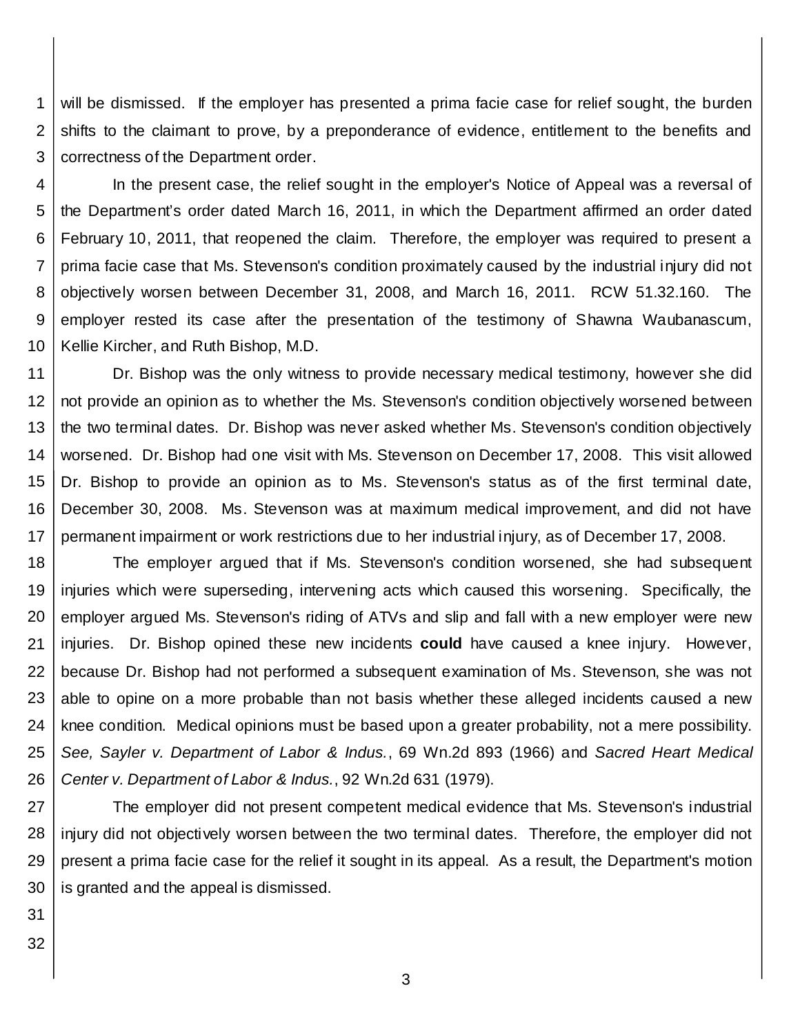will be dismissed. If the employer has presented a prima facie case for relief sought, the burden shifts to the claimant to prove, by a preponderance of evidence, entitlement to the benefits and correctness of the Department order.

In the present case, the relief sought in the employer's Notice of Appeal was a reversal of the Department's order dated March 16, 2011, in which the Department affirmed an order dated February 10, 2011, that reopened the claim. Therefore, the employer was required to present a prima facie case that Ms. Stevenson's condition proximately caused by the industrial injury did not objectively worsen between December 31, 2008, and March 16, 2011. RCW 51.32.160. The employer rested its case after the presentation of the testimony of Shawna Waubanascum, Kellie Kircher, and Ruth Bishop, M.D.

Dr. Bishop was the only witness to provide necessary medical testimony, however she did not provide an opinion as to whether the Ms. Stevenson's condition objectively worsened between the two terminal dates. Dr. Bishop was never asked whether Ms. Stevenson's condition objectively worsened. Dr. Bishop had one visit with Ms. Stevenson on December 17, 2008. This visit allowed Dr. Bishop to provide an opinion as to Ms. Stevenson's status as of the first terminal date, December 30, 2008. Ms. Stevenson was at maximum medical improvement, and did not have permanent impairment or work restrictions due to her industrial injury, as of December 17, 2008.

The employer argued that if Ms. Stevenson's condition worsened, she had subsequent injuries which were superseding, intervening acts which caused this worsening. Specifically, the employer argued Ms. Stevenson's riding of ATVs and slip and fall with a new employer were new injuries. Dr. Bishop opined these new incidents **could** have caused a knee injury. However, because Dr. Bishop had not performed a subsequent examination of Ms. Stevenson, she was not able to opine on a more probable than not basis whether these alleged incidents caused a new knee condition. Medical opinions must be based upon a greater probability, not a mere possibility. *See, Sayler v. Department of Labor & Indus.*, 69 Wn.2d 893 (1966) and *Sacred Heart Medical Center v. Department of Labor & Indus.*, 92 Wn.2d 631 (1979).

The employer did not present competent medical evidence that Ms. Stevenson's industrial injury did not objectively worsen between the two terminal dates. Therefore, the employer did not present a prima facie case for the relief it sought in its appeal. As a result, the Department's motion is granted and the appeal is dismissed.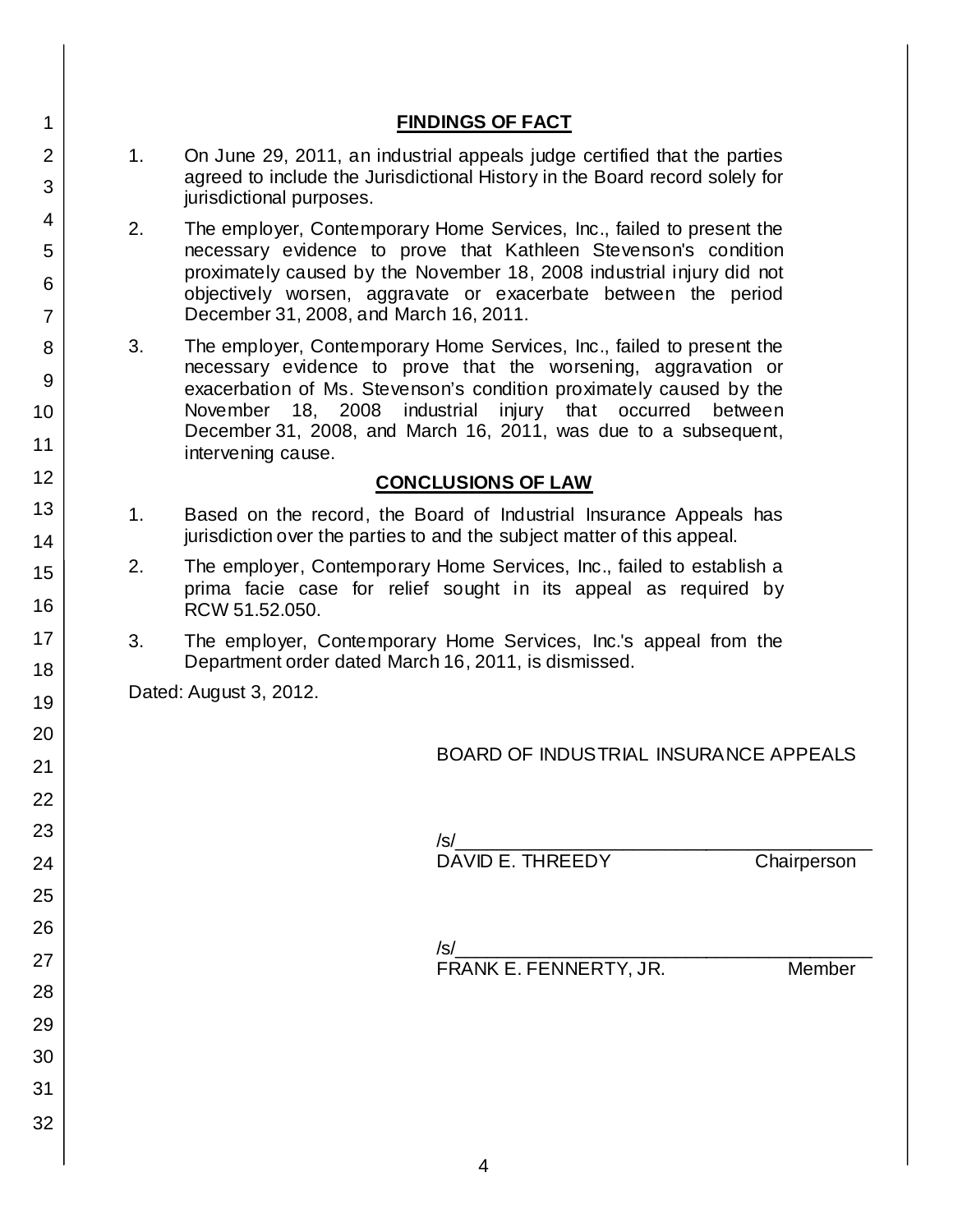## FINDINGS OF FACT

1. On June 29, 2011, an industrial appeals judge certified that the parties agreed to include the Jurisdictional History in the Board record solely for jurisdictional purposes.

2. The employer, Contemporary Home Services, Inc., failed to present the necessary evidence to prove that Kathleen Stevenson's condition proximately caused by the November 18, 2008 industrial injury did not objectively worsen, aggravate or exacerbate between the period December 31, 2008, and March 16, 2011.

3. The employer, Contemporary Home Services, Inc., failed to present the necessary evidence to prove that the worsening, aggravation or exacerbation of Ms. Stevenson's condition proximately caused by the November 18, 2008 industrial injury that occurred between December 31, 2008, and March 16, 2011, was due to a subsequent, intervening cause.

## CONCLUSIONS OF LAW

1. Based on the record, the Board of Industrial Insurance Appeals has jurisdiction over the parties to and the subject matter of this appeal.

2. The employer, Contemporary Home Services, Inc., failed to establish a prima facie case for relief sought in its appeal as required by RCW 51.52.050.

3. The employer, Contemporary Home Services, Inc.'s appeal from the Department order dated March 16, 2011, is dismissed.

Dated: August 3, 2012.

BOARD OF INDUSTRIAL INSURANCE APPEALS

/s/
DAVID E. THREEDY Chairperson

/s/
FRANK E. FENNERTY, JR. Member